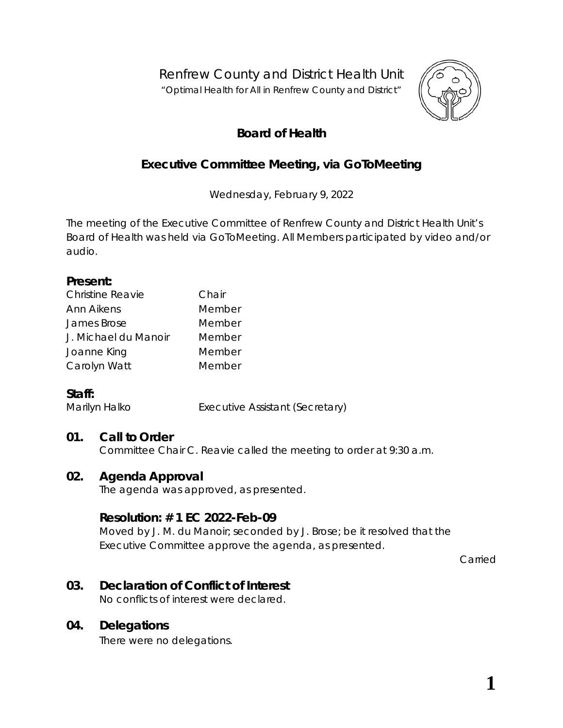# Renfrew County and District Health Unit

"Optimal Health for All in Renfrew County and District"

## Board of Health

## Executive Committee Meeting, via GoToMeeting

Wednesday, February 9, 2022

The meeting of the Executive Committee of Renfrew County and District Health Unit's Board of Health was held via GoToMeeting. All Members participated by video and/or audio.

**Present:**

| | |
|---|---|
| Christine Reavie | Chair |
| Ann Aikens | Member |
| James Brose | Member |
| J. Michael du Manoir | Member |
| Joanne King | Member |
| Carolyn Watt | Member |

**Staff:**

| | |
|---|---|
| Marilyn Halko | Executive Assistant (Secretary) |

### 01. Call to Order

Committee Chair C. Reavie called the meeting to order at 9:30 a.m.

### 02. Agenda Approval

The agenda was approved, as presented.

#### Resolution: # 1 EC 2022-Feb-09

Moved by J. M. du Manoir; seconded by J. Brose; be it resolved that the Executive Committee approve the agenda, as presented.

Carried

### 03. Declaration of Conflict of Interest

No conflicts of interest were declared.

### 04. Delegations

There were no delegations.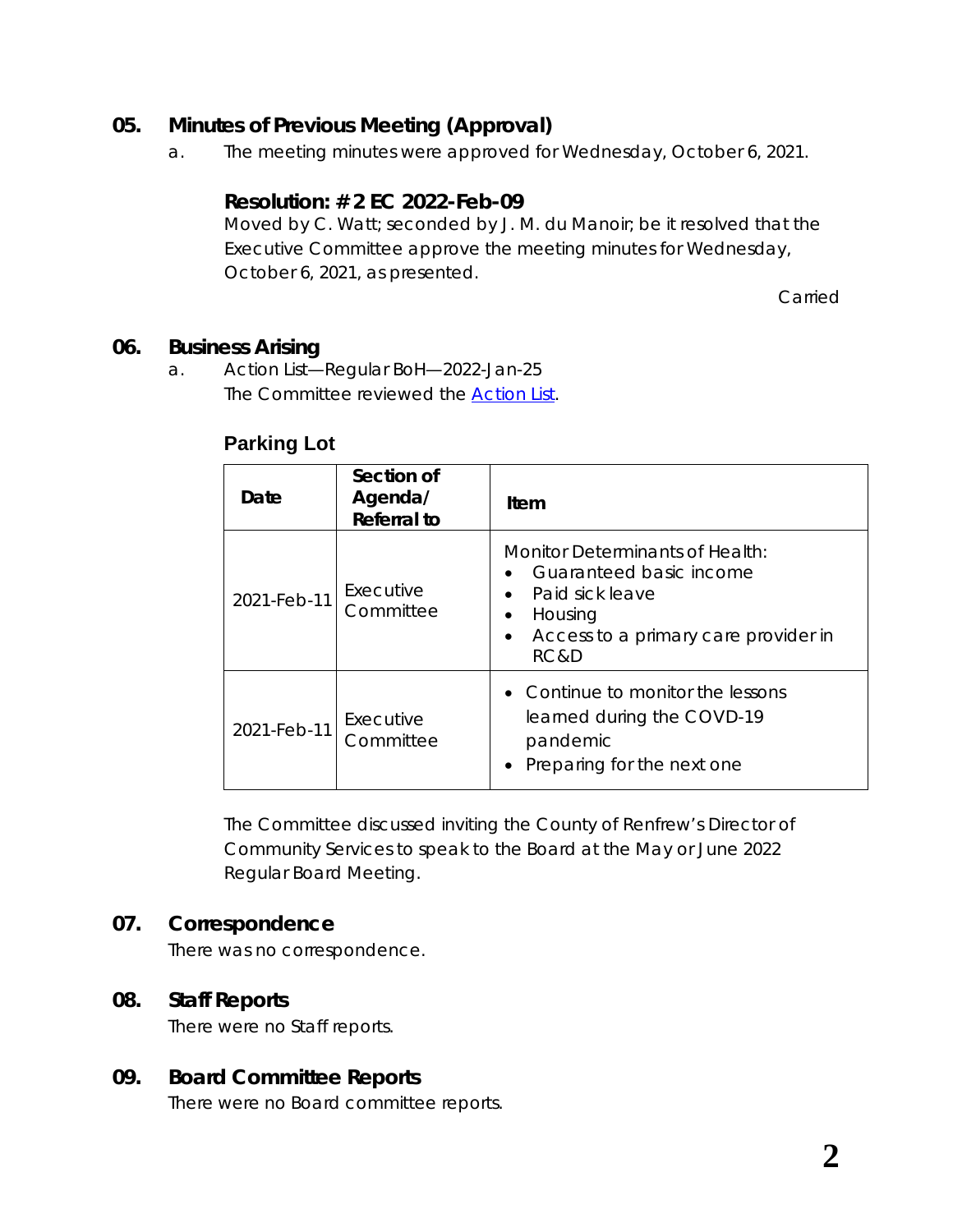## 05. Minutes of Previous Meeting (Approval)

a. The meeting minutes were approved for Wednesday, October 6, 2021.

### Resolution: # 2 EC 2022-Feb-09

Moved by C. Watt; seconded by J. M. du Manoir; be it resolved that the Executive Committee approve the meeting minutes for Wednesday, October 6, 2021, as presented.

Carried

## 06. Business Arising

a. Action List—Regular BoH—2022-Jan-25
The Committee reviewed the [Action List](Action List).

### Parking Lot

| Date | Section of Agenda/ Referral to | Item |
|---|---|---|
| 2021-Feb-11 | Executive Committee | Monitor Determinants of Health:<br>• Guaranteed basic income<br>• Paid sick leave<br>• Housing<br>• Access to a primary care provider in RC&D |
| 2021-Feb-11 | Executive Committee | • Continue to monitor the lessons learned during the COVD-19 pandemic<br>• Preparing for the next one |

The Committee discussed inviting the County of Renfrew's Director of Community Services to speak to the Board at the May or June 2022 Regular Board Meeting.

## 07. Correspondence

There was no correspondence.

## 08. Staff Reports

There were no Staff reports.

## 09. Board Committee Reports

There were no Board committee reports.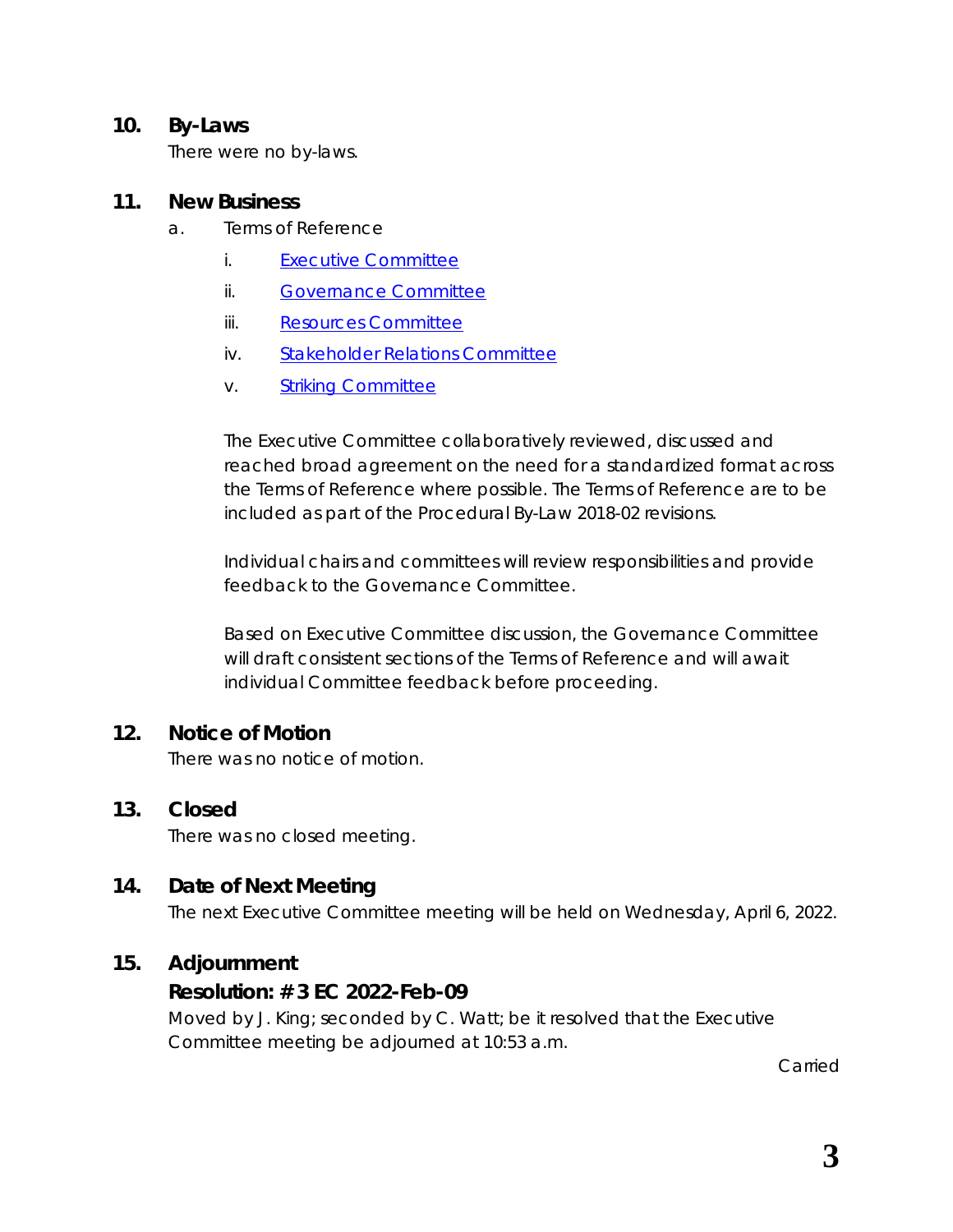## 10. By-Laws

There were no by-laws.

## 11. New Business

a. Terms of Reference

   i. Executive Committee

   ii. Governance Committee

   iii. Resources Committee

   iv. Stakeholder Relations Committee

   v. Striking Committee

The Executive Committee collaboratively reviewed, discussed and reached broad agreement on the need for a standardized format across the Terms of Reference where possible. The Terms of Reference are to be included as part of the Procedural By-Law 2018-02 revisions.

Individual chairs and committees will review responsibilities and provide feedback to the Governance Committee.

Based on Executive Committee discussion, the Governance Committee will draft consistent sections of the Terms of Reference and will await individual Committee feedback before proceeding.

## 12. Notice of Motion

There was no notice of motion.

## 13. Closed

There was no closed meeting.

## 14. Date of Next Meeting

The next Executive Committee meeting will be held on Wednesday, April 6, 2022.

## 15. Adjournment

**Resolution: # 3 EC 2022-Feb-09**

Moved by J. King; seconded by C. Watt; be it resolved that the Executive Committee meeting be adjourned at 10:53 a.m.

Carried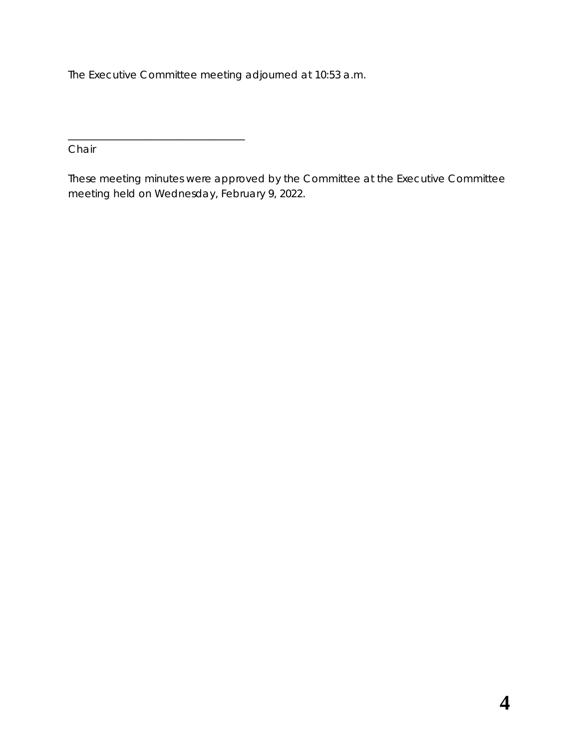The Executive Committee meeting adjourned at 10:53 a.m.

_________________________________
Chair

These meeting minutes were approved by the Committee at the Executive Committee meeting held on Wednesday, February 9, 2022.